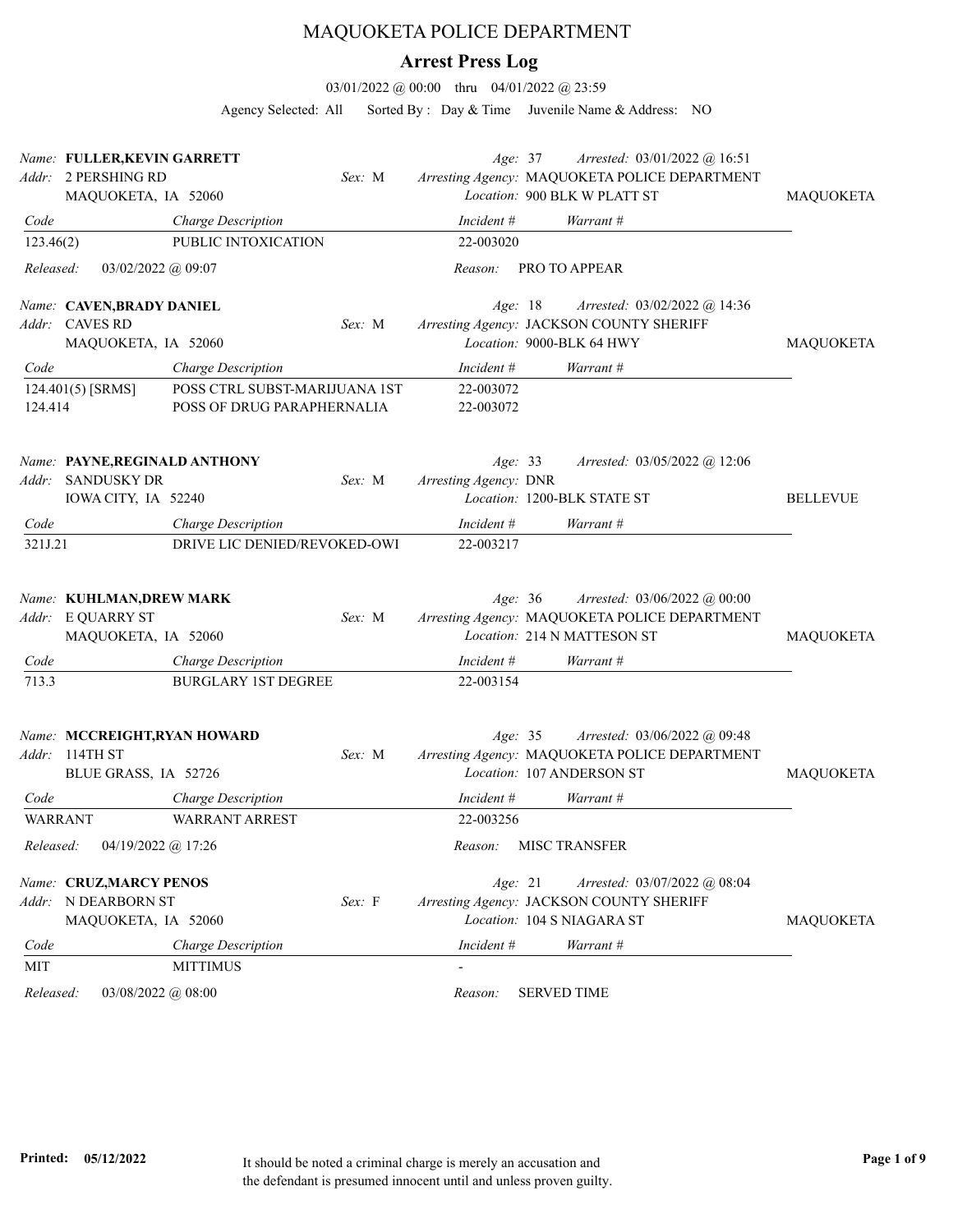# MAQUOKETA POLICE DEPARTMENT

## Arrest Press Log

03/01/2022 @ 00:00 thru 04/01/2022 @ 23:59

Agency Selected: All  Sorted By : Day & Time  Juvenile Name & Address: NO

---

*Name:* **FULLER,KEVIN GARRETT**  *Age:* 37  *Arrested:* 03/01/2022 @ 16:51
*Addr:* 2 PERSHING RD  *Sex:* M  *Arresting Agency:* MAQUOKETA POLICE DEPARTMENT
MAQUOKETA, IA 52060  *Location:* 900 BLK W PLATT ST  MAQUOKETA

| Code | Charge Description | Incident # | Warrant # |
|---|---|---|---|
| 123.46(2) | PUBLIC INTOXICATION | 22-003020 | |

*Released:* 03/02/2022 @ 09:07  *Reason:* PRO TO APPEAR

---

*Name:* **CAVEN,BRADY DANIEL**  *Age:* 18  *Arrested:* 03/02/2022 @ 14:36
*Addr:* CAVES RD  *Sex:* M  *Arresting Agency:* JACKSON COUNTY SHERIFF
MAQUOKETA, IA 52060  *Location:* 9000-BLK 64 HWY  MAQUOKETA

| Code | Charge Description | Incident # | Warrant # |
|---|---|---|---|
| 124.401(5) [SRMS] | POSS CTRL SUBST-MARIJUANA 1ST | 22-003072 | |
| 124.414 | POSS OF DRUG PARAPHERNALIA | 22-003072 | |

---

*Name:* **PAYNE,REGINALD ANTHONY**  *Age:* 33  *Arrested:* 03/05/2022 @ 12:06
*Addr:* SANDUSKY DR  *Sex:* M  *Arresting Agency:* DNR
IOWA CITY, IA 52240  *Location:* 1200-BLK STATE ST  BELLEVUE

| Code | Charge Description | Incident # | Warrant # |
|---|---|---|---|
| 321J.21 | DRIVE LIC DENIED/REVOKED-OWI | 22-003217 | |

---

*Name:* **KUHLMAN,DREW MARK**  *Age:* 36  *Arrested:* 03/06/2022 @ 00:00
*Addr:* E QUARRY ST  *Sex:* M  *Arresting Agency:* MAQUOKETA POLICE DEPARTMENT
MAQUOKETA, IA 52060  *Location:* 214 N MATTESON ST  MAQUOKETA

| Code | Charge Description | Incident # | Warrant # |
|---|---|---|---|
| 713.3 | BURGLARY 1ST DEGREE | 22-003154 | |

---

*Name:* **MCCREIGHT,RYAN HOWARD**  *Age:* 35  *Arrested:* 03/06/2022 @ 09:48
*Addr:* 114TH ST  *Sex:* M  *Arresting Agency:* MAQUOKETA POLICE DEPARTMENT
BLUE GRASS, IA 52726  *Location:* 107 ANDERSON ST  MAQUOKETA

| Code | Charge Description | Incident # | Warrant # |
|---|---|---|---|
| WARRANT | WARRANT ARREST | 22-003256 | |

*Released:* 04/19/2022 @ 17:26  *Reason:* MISC TRANSFER

---

*Name:* **CRUZ,MARCY PENOS**  *Age:* 21  *Arrested:* 03/07/2022 @ 08:04
*Addr:* N DEARBORN ST  *Sex:* F  *Arresting Agency:* JACKSON COUNTY SHERIFF
MAQUOKETA, IA 52060  *Location:* 104 S NIAGARA ST  MAQUOKETA

| Code | Charge Description | Incident # | Warrant # |
|---|---|---|---|
| MIT | MITTIMUS | - | |

*Released:* 03/08/2022 @ 08:00  *Reason:* SERVED TIME

---

**Printed:** 05/12/2022

It should be noted a criminal charge is merely an accusation and the defendant is presumed innocent until and unless proven guilty.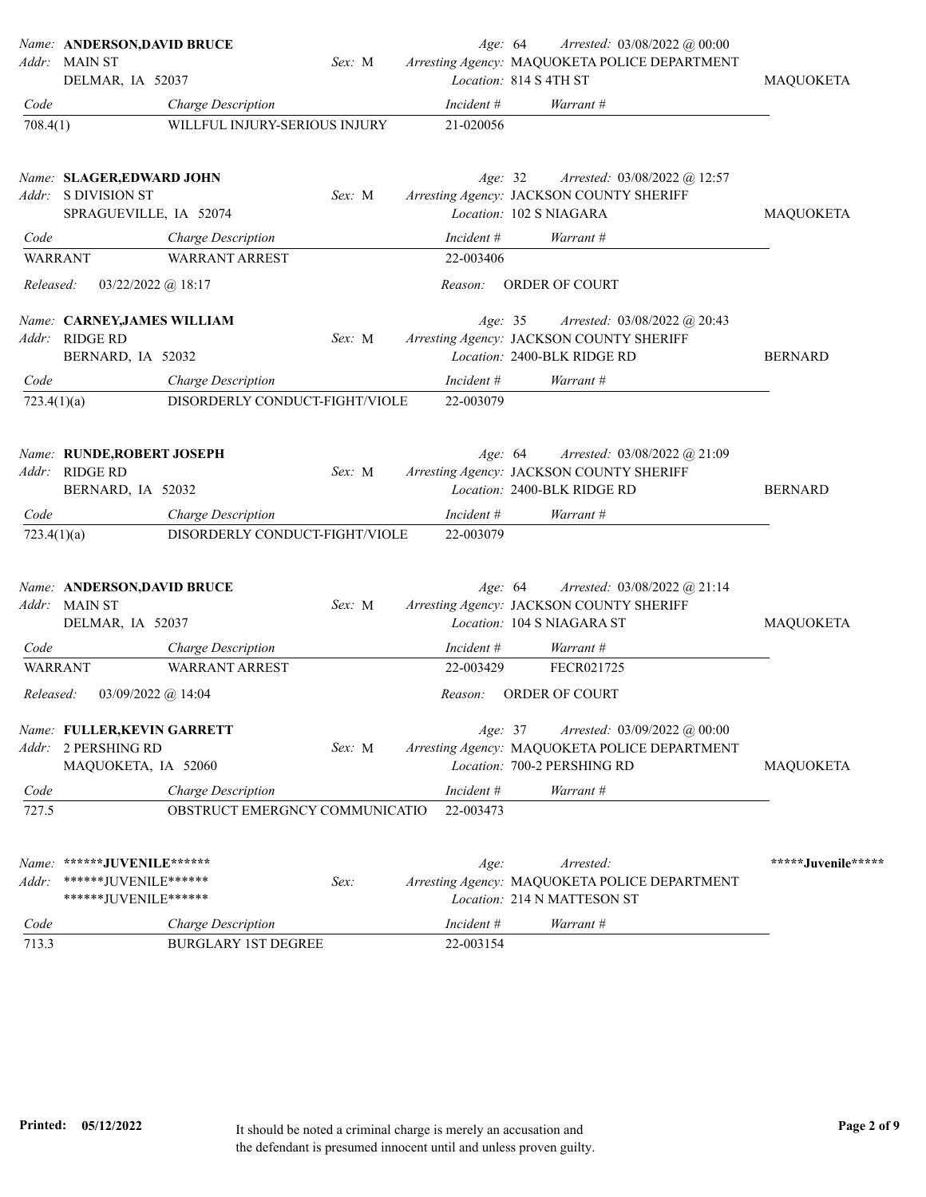**Name:** ANDERSON,DAVID BRUCE | **Age:** 64 | **Arrested:** 03/08/2022 @ 00:00
**Addr:** MAIN ST, DELMAR, IA 52037 | **Sex:** M
**Arresting Agency:** MAQUOKETA POLICE DEPARTMENT
**Location:** 814 S 4TH ST | MAQUOKETA

| Code | Charge Description | Incident # | Warrant # |
|---|---|---|---|
| 708.4(1) | WILLFUL INJURY-SERIOUS INJURY | 21-020056 | |

---

**Name:** SLAGER,EDWARD JOHN | **Age:** 32 | **Arrested:** 03/08/2022 @ 12:57
**Addr:** S DIVISION ST, SPRAGUEVILLE, IA 52074 | **Sex:** M
**Arresting Agency:** JACKSON COUNTY SHERIFF
**Location:** 102 S NIAGARA | MAQUOKETA

| Code | Charge Description | Incident # | Warrant # |
|---|---|---|---|
| WARRANT | WARRANT ARREST | 22-003406 | |

**Released:** 03/22/2022 @ 18:17 | **Reason:** ORDER OF COURT

---

**Name:** CARNEY,JAMES WILLIAM | **Age:** 35 | **Arrested:** 03/08/2022 @ 20:43
**Addr:** RIDGE RD, BERNARD, IA 52032 | **Sex:** M
**Arresting Agency:** JACKSON COUNTY SHERIFF
**Location:** 2400-BLK RIDGE RD | BERNARD

| Code | Charge Description | Incident # | Warrant # |
|---|---|---|---|
| 723.4(1)(a) | DISORDERLY CONDUCT-FIGHT/VIOLE | 22-003079 | |

---

**Name:** RUNDE,ROBERT JOSEPH | **Age:** 64 | **Arrested:** 03/08/2022 @ 21:09
**Addr:** RIDGE RD, BERNARD, IA 52032 | **Sex:** M
**Arresting Agency:** JACKSON COUNTY SHERIFF
**Location:** 2400-BLK RIDGE RD | BERNARD

| Code | Charge Description | Incident # | Warrant # |
|---|---|---|---|
| 723.4(1)(a) | DISORDERLY CONDUCT-FIGHT/VIOLE | 22-003079 | |

---

**Name:** ANDERSON,DAVID BRUCE | **Age:** 64 | **Arrested:** 03/08/2022 @ 21:14
**Addr:** MAIN ST, DELMAR, IA 52037 | **Sex:** M
**Arresting Agency:** JACKSON COUNTY SHERIFF
**Location:** 104 S NIAGARA ST | MAQUOKETA

| Code | Charge Description | Incident # | Warrant # |
|---|---|---|---|
| WARRANT | WARRANT ARREST | 22-003429 | FECR021725 |

**Released:** 03/09/2022 @ 14:04 | **Reason:** ORDER OF COURT

---

**Name:** FULLER,KEVIN GARRETT | **Age:** 37 | **Arrested:** 03/09/2022 @ 00:00
**Addr:** 2 PERSHING RD, MAQUOKETA, IA 52060 | **Sex:** M
**Arresting Agency:** MAQUOKETA POLICE DEPARTMENT
**Location:** 700-2 PERSHING RD | MAQUOKETA

| Code | Charge Description | Incident # | Warrant # |
|---|---|---|---|
| 727.5 | OBSTRUCT EMERGNCY COMMUNICATIO | 22-003473 | |

---

**Name:** ******JUVENILE****** | **Age:** | **Arrested:**
**Addr:** ******JUVENILE****** ******JUVENILE****** | **Sex:**
**Arresting Agency:** MAQUOKETA POLICE DEPARTMENT
**Location:** 214 N MATTESON ST | *****Juvenile*****

| Code | Charge Description | Incident # | Warrant # |
|---|---|---|---|
| 713.3 | BURGLARY 1ST DEGREE | 22-003154 | |

---

**Printed:** 05/12/2022

It should be noted a criminal charge is merely an accusation and the defendant is presumed innocent until and unless proven guilty.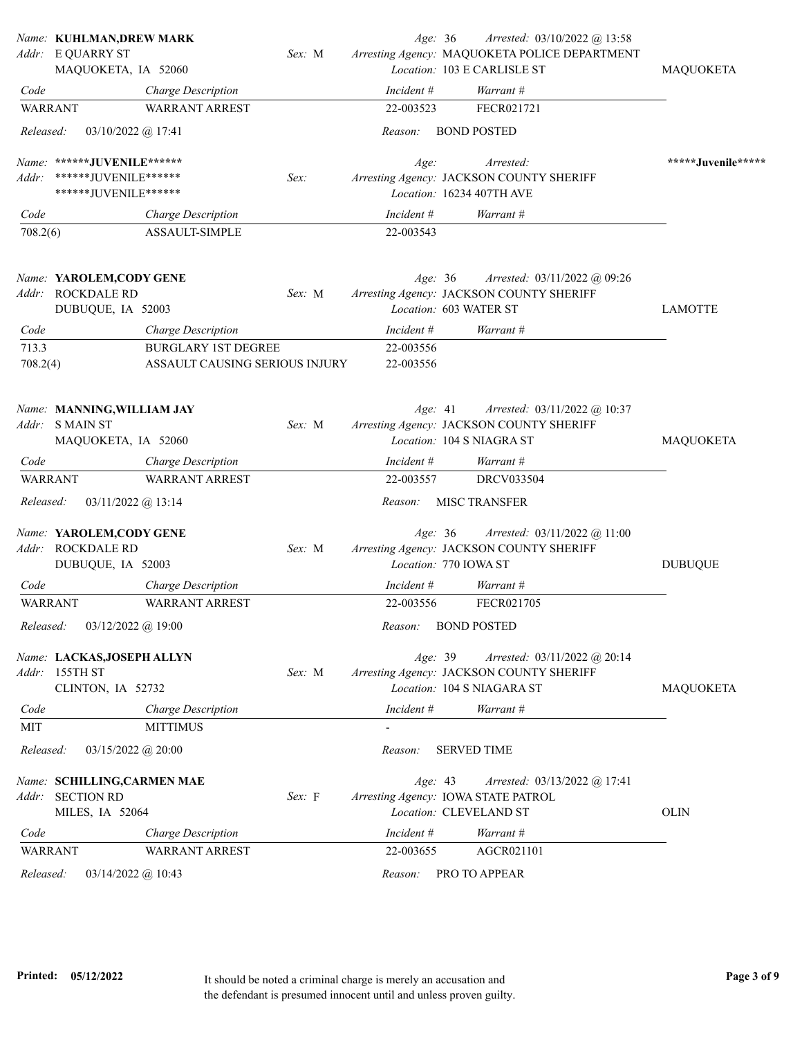**Name:** KUHLMAN,DREW MARK
**Addr:** E QUARRY ST
MAQUOKETA, IA 52060
**Sex:** M
**Age:** 36
**Arrested:** 03/10/2022 @ 13:58
**Arresting Agency:** MAQUOKETA POLICE DEPARTMENT
**Location:** 103 E CARLISLE ST
MAQUOKETA

| Code | Charge Description | Incident # | Warrant # |
|---|---|---|---|
| WARRANT | WARRANT ARREST | 22-003523 | FECR021721 |

**Released:** 03/10/2022 @ 17:41 **Reason:** BOND POSTED

---

**Name:** ******JUVENILE******
**Addr:** ******JUVENILE******
******JUVENILE******
**Sex:**
**Age:**
**Arrested:**
*****Juvenile*****
**Arresting Agency:** JACKSON COUNTY SHERIFF
**Location:** 16234 407TH AVE

| Code | Charge Description | Incident # | Warrant # |
|---|---|---|---|
| 708.2(6) | ASSAULT-SIMPLE | 22-003543 | |

---

**Name:** YAROLEM,CODY GENE
**Addr:** ROCKDALE RD
DUBUQUE, IA 52003
**Sex:** M
**Age:** 36
**Arrested:** 03/11/2022 @ 09:26
**Arresting Agency:** JACKSON COUNTY SHERIFF
**Location:** 603 WATER ST
LAMOTTE

| Code | Charge Description | Incident # | Warrant # |
|---|---|---|---|
| 713.3 | BURGLARY 1ST DEGREE | 22-003556 | |
| 708.2(4) | ASSAULT CAUSING SERIOUS INJURY | 22-003556 | |

---

**Name:** MANNING,WILLIAM JAY
**Addr:** S MAIN ST
MAQUOKETA, IA 52060
**Sex:** M
**Age:** 41
**Arrested:** 03/11/2022 @ 10:37
**Arresting Agency:** JACKSON COUNTY SHERIFF
**Location:** 104 S NIAGRA ST
MAQUOKETA

| Code | Charge Description | Incident # | Warrant # |
|---|---|---|---|
| WARRANT | WARRANT ARREST | 22-003557 | DRCV033504 |

**Released:** 03/11/2022 @ 13:14 **Reason:** MISC TRANSFER

---

**Name:** YAROLEM,CODY GENE
**Addr:** ROCKDALE RD
DUBUQUE, IA 52003
**Sex:** M
**Age:** 36
**Arrested:** 03/11/2022 @ 11:00
**Arresting Agency:** JACKSON COUNTY SHERIFF
**Location:** 770 IOWA ST
DUBUQUE

| Code | Charge Description | Incident # | Warrant # |
|---|---|---|---|
| WARRANT | WARRANT ARREST | 22-003556 | FECR021705 |

**Released:** 03/12/2022 @ 19:00 **Reason:** BOND POSTED

---

**Name:** LACKAS,JOSEPH ALLYN
**Addr:** 155TH ST
CLINTON, IA 52732
**Sex:** M
**Age:** 39
**Arrested:** 03/11/2022 @ 20:14
**Arresting Agency:** JACKSON COUNTY SHERIFF
**Location:** 104 S NIAGARA ST
MAQUOKETA

| Code | Charge Description | Incident # | Warrant # |
|---|---|---|---|
| MIT | MITTIMUS | - | |

**Released:** 03/15/2022 @ 20:00 **Reason:** SERVED TIME

---

**Name:** SCHILLING,CARMEN MAE
**Addr:** SECTION RD
MILES, IA 52064
**Sex:** F
**Age:** 43
**Arrested:** 03/13/2022 @ 17:41
**Arresting Agency:** IOWA STATE PATROL
**Location:** CLEVELAND ST
OLIN

| Code | Charge Description | Incident # | Warrant # |
|---|---|---|---|
| WARRANT | WARRANT ARREST | 22-003655 | AGCR021101 |

**Released:** 03/14/2022 @ 10:43 **Reason:** PRO TO APPEAR

---

**Printed:** 05/12/2022

It should be noted a criminal charge is merely an accusation and the defendant is presumed innocent until and unless proven guilty.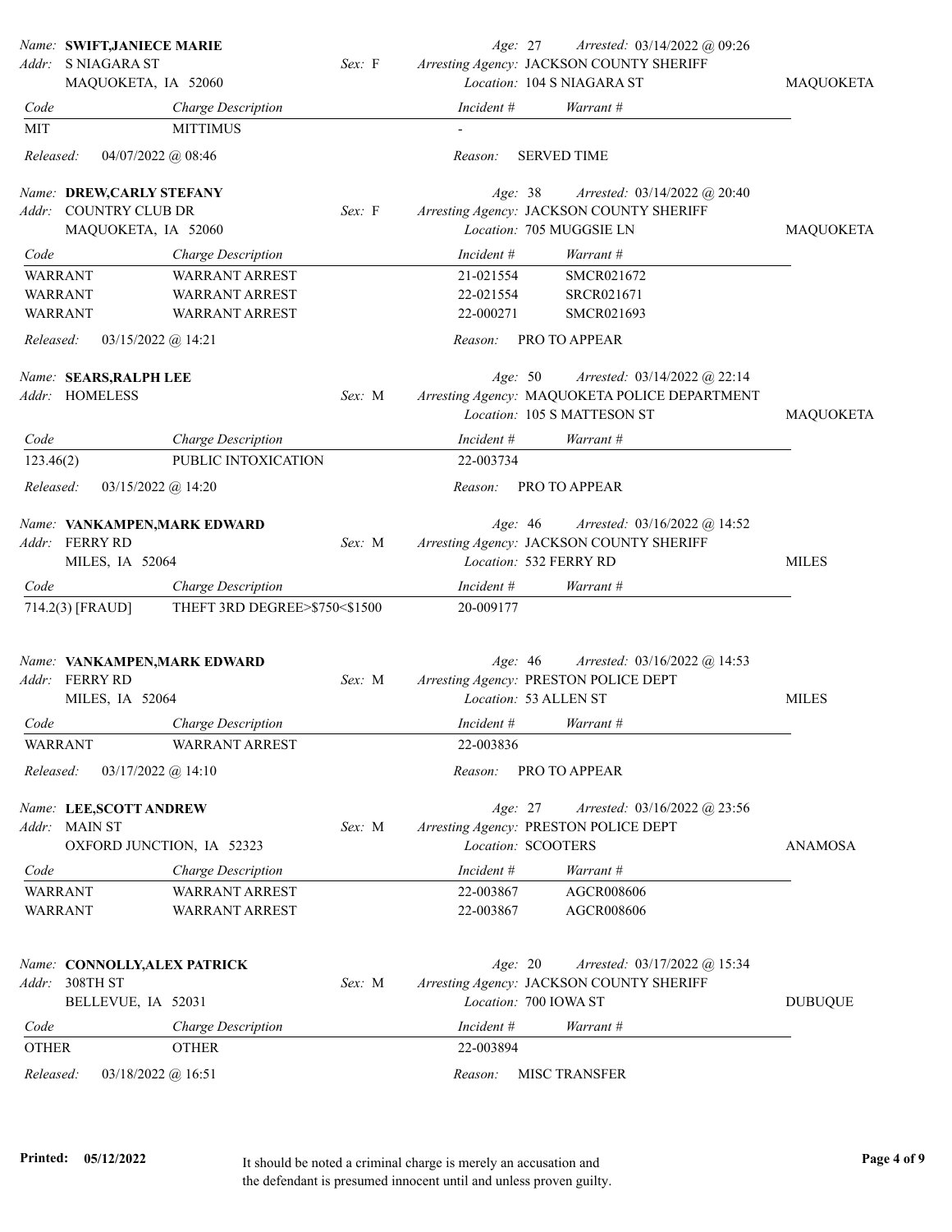**Name:** SWIFT,JANIECE MARIE | **Age:** 27 | **Arrested:** 03/14/2022 @ 09:26
**Addr:** S NIAGARA ST, MAQUOKETA, IA 52060 | **Sex:** F | **Arresting Agency:** JACKSON COUNTY SHERIFF
**Location:** 104 S NIAGARA ST | MAQUOKETA

| Code | Charge Description | Incident # | Warrant # |
|---|---|---|---|
| MIT | MITTIMUS | - | |

**Released:** 04/07/2022 @ 08:46 | **Reason:** SERVED TIME

---

**Name:** DREW,CARLY STEFANY | **Age:** 38 | **Arrested:** 03/14/2022 @ 20:40
**Addr:** COUNTRY CLUB DR, MAQUOKETA, IA 52060 | **Sex:** F | **Arresting Agency:** JACKSON COUNTY SHERIFF
**Location:** 705 MUGGSIE LN | MAQUOKETA

| Code | Charge Description | Incident # | Warrant # |
|---|---|---|---|
| WARRANT | WARRANT ARREST | 21-021554 | SMCR021672 |
| WARRANT | WARRANT ARREST | 22-021554 | SRCR021671 |
| WARRANT | WARRANT ARREST | 22-000271 | SMCR021693 |

**Released:** 03/15/2022 @ 14:21 | **Reason:** PRO TO APPEAR

---

**Name:** SEARS,RALPH LEE | **Age:** 50 | **Arrested:** 03/14/2022 @ 22:14
**Addr:** HOMELESS | **Sex:** M | **Arresting Agency:** MAQUOKETA POLICE DEPARTMENT
**Location:** 105 S MATTESON ST | MAQUOKETA

| Code | Charge Description | Incident # | Warrant # |
|---|---|---|---|
| 123.46(2) | PUBLIC INTOXICATION | 22-003734 | |

**Released:** 03/15/2022 @ 14:20 | **Reason:** PRO TO APPEAR

---

**Name:** VANKAMPEN,MARK EDWARD | **Age:** 46 | **Arrested:** 03/16/2022 @ 14:52
**Addr:** FERRY RD, MILES, IA 52064 | **Sex:** M | **Arresting Agency:** JACKSON COUNTY SHERIFF
**Location:** 532 FERRY RD | MILES

| Code | Charge Description | Incident # | Warrant # |
|---|---|---|---|
| 714.2(3) [FRAUD] | THEFT 3RD DEGREE>$750<$1500 | 20-009177 | |

---

**Name:** VANKAMPEN,MARK EDWARD | **Age:** 46 | **Arrested:** 03/16/2022 @ 14:53
**Addr:** FERRY RD, MILES, IA 52064 | **Sex:** M | **Arresting Agency:** PRESTON POLICE DEPT
**Location:** 53 ALLEN ST | MILES

| Code | Charge Description | Incident # | Warrant # |
|---|---|---|---|
| WARRANT | WARRANT ARREST | 22-003836 | |

**Released:** 03/17/2022 @ 14:10 | **Reason:** PRO TO APPEAR

---

**Name:** LEE,SCOTT ANDREW | **Age:** 27 | **Arrested:** 03/16/2022 @ 23:56
**Addr:** MAIN ST, OXFORD JUNCTION, IA 52323 | **Sex:** M | **Arresting Agency:** PRESTON POLICE DEPT
**Location:** SCOOTERS | ANAMOSA

| Code | Charge Description | Incident # | Warrant # |
|---|---|---|---|
| WARRANT | WARRANT ARREST | 22-003867 | AGCR008606 |
| WARRANT | WARRANT ARREST | 22-003867 | AGCR008606 |

---

**Name:** CONNOLLY,ALEX PATRICK | **Age:** 20 | **Arrested:** 03/17/2022 @ 15:34
**Addr:** 308TH ST, BELLEVUE, IA 52031 | **Sex:** M | **Arresting Agency:** JACKSON COUNTY SHERIFF
**Location:** 700 IOWA ST | DUBUQUE

| Code | Charge Description | Incident # | Warrant # |
|---|---|---|---|
| OTHER | OTHER | 22-003894 | |

**Released:** 03/18/2022 @ 16:51 | **Reason:** MISC TRANSFER

---

It should be noted a criminal charge is merely an accusation and the defendant is presumed innocent until and unless proven guilty.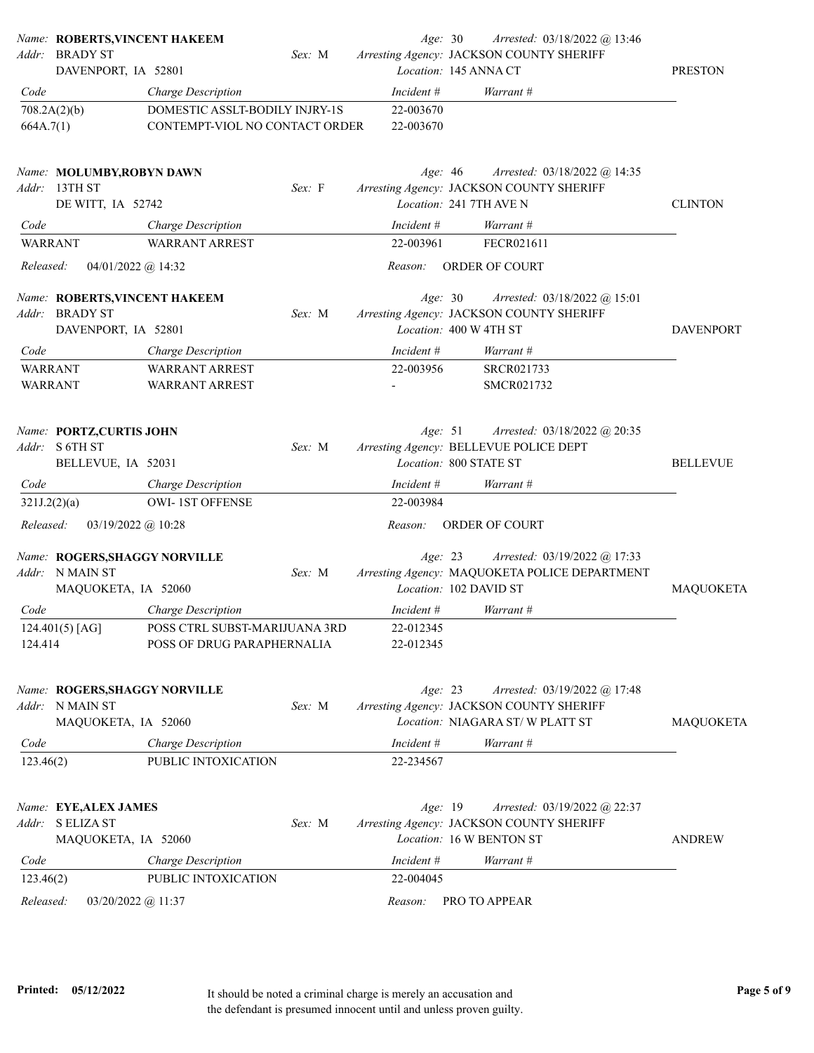*Name:* **ROBERTS,VINCENT HAKEEM** | *Age:* 30 | *Arrested:* 03/18/2022 @ 13:46
*Addr:* BRADY ST | *Sex:* M | *Arresting Agency:* JACKSON COUNTY SHERIFF
DAVENPORT, IA 52801 | *Location:* 145 ANNA CT | PRESTON

| *Code* | *Charge Description* | *Incident #* | *Warrant #* |
|---|---|---|---|
| 708.2A(2)(b) | DOMESTIC ASSLT-BODILY INJRY-1S | 22-003670 | |
| 664A.7(1) | CONTEMPT-VIOL NO CONTACT ORDER | 22-003670 | |

*Name:* **MOLUMBY,ROBYN DAWN** | *Age:* 46 | *Arrested:* 03/18/2022 @ 14:35
*Addr:* 13TH ST | *Sex:* F | *Arresting Agency:* JACKSON COUNTY SHERIFF
DE WITT, IA 52742 | *Location:* 241 7TH AVE N | CLINTON

| *Code* | *Charge Description* | *Incident #* | *Warrant #* |
|---|---|---|---|
| WARRANT | WARRANT ARREST | 22-003961 | FECR021611 |

*Released:* 04/01/2022 @ 14:32 | *Reason:* ORDER OF COURT

*Name:* **ROBERTS,VINCENT HAKEEM** | *Age:* 30 | *Arrested:* 03/18/2022 @ 15:01
*Addr:* BRADY ST | *Sex:* M | *Arresting Agency:* JACKSON COUNTY SHERIFF
DAVENPORT, IA 52801 | *Location:* 400 W 4TH ST | DAVENPORT

| *Code* | *Charge Description* | *Incident #* | *Warrant #* |
|---|---|---|---|
| WARRANT | WARRANT ARREST | 22-003956 | SRCR021733 |
| WARRANT | WARRANT ARREST | - | SMCR021732 |

*Name:* **PORTZ,CURTIS JOHN** | *Age:* 51 | *Arrested:* 03/18/2022 @ 20:35
*Addr:* S 6TH ST | *Sex:* M | *Arresting Agency:* BELLEVUE POLICE DEPT
BELLEVUE, IA 52031 | *Location:* 800 STATE ST | BELLEVUE

| *Code* | *Charge Description* | *Incident #* | *Warrant #* |
|---|---|---|---|
| 321J.2(2)(a) | OWI- 1ST OFFENSE | 22-003984 | |

*Released:* 03/19/2022 @ 10:28 | *Reason:* ORDER OF COURT

*Name:* **ROGERS,SHAGGY NORVILLE** | *Age:* 23 | *Arrested:* 03/19/2022 @ 17:33
*Addr:* N MAIN ST | *Sex:* M | *Arresting Agency:* MAQUOKETA POLICE DEPARTMENT
MAQUOKETA, IA 52060 | *Location:* 102 DAVID ST | MAQUOKETA

| *Code* | *Charge Description* | *Incident #* | *Warrant #* |
|---|---|---|---|
| 124.401(5) [AG] | POSS CTRL SUBST-MARIJUANA 3RD | 22-012345 | |
| 124.414 | POSS OF DRUG PARAPHERNALIA | 22-012345 | |

*Name:* **ROGERS,SHAGGY NORVILLE** | *Age:* 23 | *Arrested:* 03/19/2022 @ 17:48
*Addr:* N MAIN ST | *Sex:* M | *Arresting Agency:* JACKSON COUNTY SHERIFF
MAQUOKETA, IA 52060 | *Location:* NIAGARA ST/ W PLATT ST | MAQUOKETA

| *Code* | *Charge Description* | *Incident #* | *Warrant #* |
|---|---|---|---|
| 123.46(2) | PUBLIC INTOXICATION | 22-234567 | |

*Name:* **EYE,ALEX JAMES** | *Age:* 19 | *Arrested:* 03/19/2022 @ 22:37
*Addr:* S ELIZA ST | *Sex:* M | *Arresting Agency:* JACKSON COUNTY SHERIFF
MAQUOKETA, IA 52060 | *Location:* 16 W BENTON ST | ANDREW

| *Code* | *Charge Description* | *Incident #* | *Warrant #* |
|---|---|---|---|
| 123.46(2) | PUBLIC INTOXICATION | 22-004045 | |

*Released:* 03/20/2022 @ 11:37 | *Reason:* PRO TO APPEAR

**Printed: 05/12/2022**

It should be noted a criminal charge is merely an accusation and the defendant is presumed innocent until and unless proven guilty.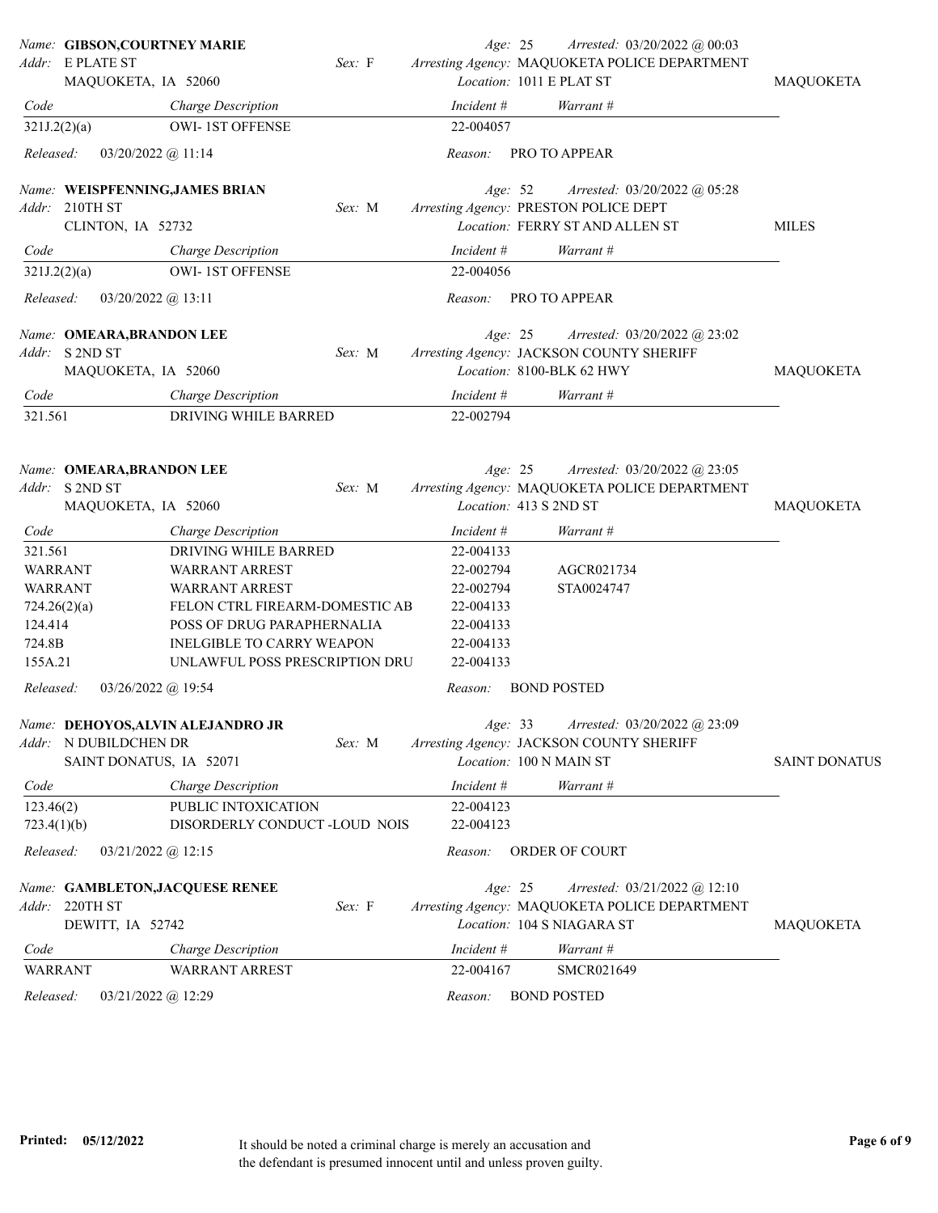**Name:** GIBSON,COURTNEY MARIE
**Addr:** E PLATE ST, MAQUOKETA, IA 52060
**Sex:** F
**Age:** 25
**Arrested:** 03/20/2022 @ 00:03
**Arresting Agency:** MAQUOKETA POLICE DEPARTMENT
**Location:** 1011 E PLAT ST — MAQUOKETA

| Code | Charge Description | Incident # | Warrant # |
|---|---|---|---|
| 321J.2(2)(a) | OWI- 1ST OFFENSE | 22-004057 | |

**Released:** 03/20/2022 @ 11:14 **Reason:** PRO TO APPEAR

---

**Name:** WEISPFENNING,JAMES BRIAN
**Addr:** 210TH ST, CLINTON, IA 52732
**Sex:** M
**Age:** 52
**Arrested:** 03/20/2022 @ 05:28
**Arresting Agency:** PRESTON POLICE DEPT
**Location:** FERRY ST AND ALLEN ST — MILES

| Code | Charge Description | Incident # | Warrant # |
|---|---|---|---|
| 321J.2(2)(a) | OWI- 1ST OFFENSE | 22-004056 | |

**Released:** 03/20/2022 @ 13:11 **Reason:** PRO TO APPEAR

---

**Name:** OMEARA,BRANDON LEE
**Addr:** S 2ND ST, MAQUOKETA, IA 52060
**Sex:** M
**Age:** 25
**Arrested:** 03/20/2022 @ 23:02
**Arresting Agency:** JACKSON COUNTY SHERIFF
**Location:** 8100-BLK 62 HWY — MAQUOKETA

| Code | Charge Description | Incident # | Warrant # |
|---|---|---|---|
| 321.561 | DRIVING WHILE BARRED | 22-002794 | |

---

**Name:** OMEARA,BRANDON LEE
**Addr:** S 2ND ST, MAQUOKETA, IA 52060
**Sex:** M
**Age:** 25
**Arrested:** 03/20/2022 @ 23:05
**Arresting Agency:** MAQUOKETA POLICE DEPARTMENT
**Location:** 413 S 2ND ST — MAQUOKETA

| Code | Charge Description | Incident # | Warrant # |
|---|---|---|---|
| 321.561 | DRIVING WHILE BARRED | 22-004133 | |
| WARRANT | WARRANT ARREST | 22-002794 | AGCR021734 |
| WARRANT | WARRANT ARREST | 22-002794 | STA0024747 |
| 724.26(2)(a) | FELON CTRL FIREARM-DOMESTIC AB | 22-004133 | |
| 124.414 | POSS OF DRUG PARAPHERNALIA | 22-004133 | |
| 724.8B | INELGIBLE TO CARRY WEAPON | 22-004133 | |
| 155A.21 | UNLAWFUL POSS PRESCRIPTION DRU | 22-004133 | |

**Released:** 03/26/2022 @ 19:54 **Reason:** BOND POSTED

---

**Name:** DEHOYOS,ALVIN ALEJANDRO JR
**Addr:** N DUBILDCHEN DR, SAINT DONATUS, IA 52071
**Sex:** M
**Age:** 33
**Arrested:** 03/20/2022 @ 23:09
**Arresting Agency:** JACKSON COUNTY SHERIFF
**Location:** 100 N MAIN ST — SAINT DONATUS

| Code | Charge Description | Incident # | Warrant # |
|---|---|---|---|
| 123.46(2) | PUBLIC INTOXICATION | 22-004123 | |
| 723.4(1)(b) | DISORDERLY CONDUCT -LOUD NOIS | 22-004123 | |

**Released:** 03/21/2022 @ 12:15 **Reason:** ORDER OF COURT

---

**Name:** GAMBLETON,JACQUESE RENEE
**Addr:** 220TH ST, DEWITT, IA 52742
**Sex:** F
**Age:** 25
**Arrested:** 03/21/2022 @ 12:10
**Arresting Agency:** MAQUOKETA POLICE DEPARTMENT
**Location:** 104 S NIAGARA ST — MAQUOKETA

| Code | Charge Description | Incident # | Warrant # |
|---|---|---|---|
| WARRANT | WARRANT ARREST | 22-004167 | SMCR021649 |

**Released:** 03/21/2022 @ 12:29 **Reason:** BOND POSTED

---

**Printed:** 05/12/2022

It should be noted a criminal charge is merely an accusation and the defendant is presumed innocent until and unless proven guilty.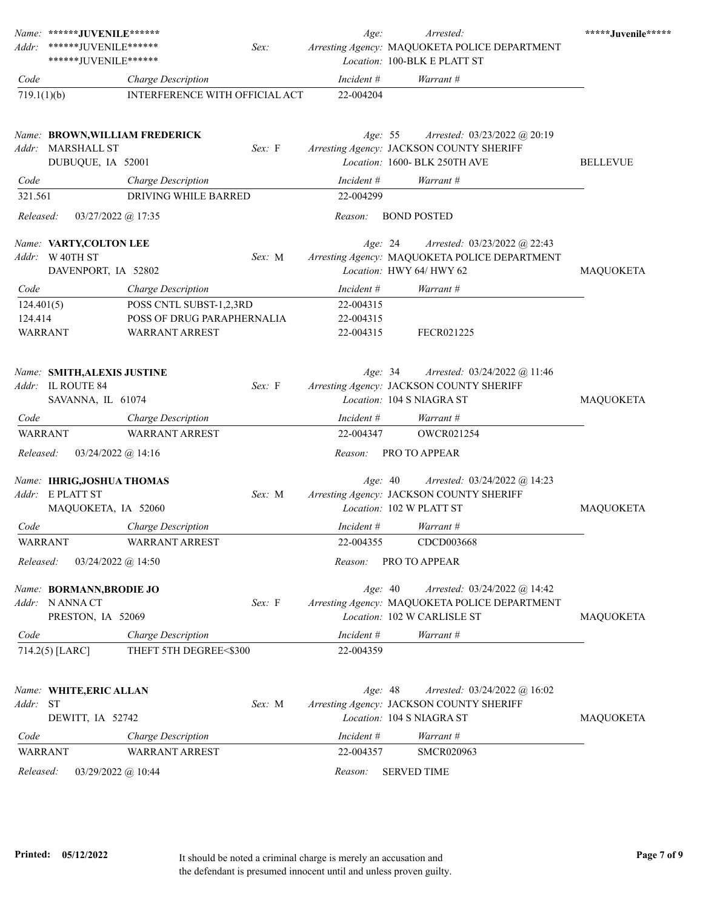*Name:* **\*\*\*\*\*\*JUVENILE\*\*\*\*\*\***
*Addr:* \*\*\*\*\*\*JUVENILE\*\*\*\*\*\*
\*\*\*\*\*\*JUVENILE\*\*\*\*\*\*
*Sex:*
*Age:* *Arrested:*
*Arresting Agency:* MAQUOKETA POLICE DEPARTMENT
*Location:* 100-BLK E PLATT ST
**\*\*\*\*\*Juvenile\*\*\*\*\***

| Code | Charge Description | Incident # | Warrant # |
|---|---|---|---|
| 719.1(1)(b) | INTERFERENCE WITH OFFICIAL ACT | 22-004204 | |

*Name:* **BROWN,WILLIAM FREDERICK**
*Addr:* MARSHALL ST
DUBUQUE, IA 52001
*Sex:* F
*Age:* 55 *Arrested:* 03/23/2022 @ 20:19
*Arresting Agency:* JACKSON COUNTY SHERIFF
*Location:* 1600- BLK 250TH AVE
BELLEVUE

| Code | Charge Description | Incident # | Warrant # |
|---|---|---|---|
| 321.561 | DRIVING WHILE BARRED | 22-004299 | |

*Released:* 03/27/2022 @ 17:35 *Reason:* BOND POSTED

*Name:* **VARTY,COLTON LEE**
*Addr:* W 40TH ST
DAVENPORT, IA 52802
*Sex:* M
*Age:* 24 *Arrested:* 03/23/2022 @ 22:43
*Arresting Agency:* MAQUOKETA POLICE DEPARTMENT
*Location:* HWY 64/ HWY 62
MAQUOKETA

| Code | Charge Description | Incident # | Warrant # |
|---|---|---|---|
| 124.401(5) | POSS CNTL SUBST-1,2,3RD | 22-004315 | |
| 124.414 | POSS OF DRUG PARAPHERNALIA | 22-004315 | |
| WARRANT | WARRANT ARREST | 22-004315 | FECR021225 |

*Name:* **SMITH,ALEXIS JUSTINE**
*Addr:* IL ROUTE 84
SAVANNA, IL 61074
*Sex:* F
*Age:* 34 *Arrested:* 03/24/2022 @ 11:46
*Arresting Agency:* JACKSON COUNTY SHERIFF
*Location:* 104 S NIAGRA ST
MAQUOKETA

| Code | Charge Description | Incident # | Warrant # |
|---|---|---|---|
| WARRANT | WARRANT ARREST | 22-004347 | OWCR021254 |

*Released:* 03/24/2022 @ 14:16 *Reason:* PRO TO APPEAR

*Name:* **IHRIG,JOSHUA THOMAS**
*Addr:* E PLATT ST
MAQUOKETA, IA 52060
*Sex:* M
*Age:* 40 *Arrested:* 03/24/2022 @ 14:23
*Arresting Agency:* JACKSON COUNTY SHERIFF
*Location:* 102 W PLATT ST
MAQUOKETA

| Code | Charge Description | Incident # | Warrant # |
|---|---|---|---|
| WARRANT | WARRANT ARREST | 22-004355 | CDCD003668 |

*Released:* 03/24/2022 @ 14:50 *Reason:* PRO TO APPEAR

*Name:* **BORMANN,BRODIE JO**
*Addr:* N ANNA CT
PRESTON, IA 52069
*Sex:* F
*Age:* 40 *Arrested:* 03/24/2022 @ 14:42
*Arresting Agency:* MAQUOKETA POLICE DEPARTMENT
*Location:* 102 W CARLISLE ST
MAQUOKETA

| Code | Charge Description | Incident # | Warrant # |
|---|---|---|---|
| 714.2(5) [LARC] | THEFT 5TH DEGREE<$300 | 22-004359 | |

*Name:* **WHITE,ERIC ALLAN**
*Addr:* ST
DEWITT, IA 52742
*Sex:* M
*Age:* 48 *Arrested:* 03/24/2022 @ 16:02
*Arresting Agency:* JACKSON COUNTY SHERIFF
*Location:* 104 S NIAGRA ST
MAQUOKETA

| Code | Charge Description | Incident # | Warrant # |
|---|---|---|---|
| WARRANT | WARRANT ARREST | 22-004357 | SMCR020963 |

*Released:* 03/29/2022 @ 10:44 *Reason:* SERVED TIME

**Printed: 05/12/2022**

It should be noted a criminal charge is merely an accusation and the defendant is presumed innocent until and unless proven guilty.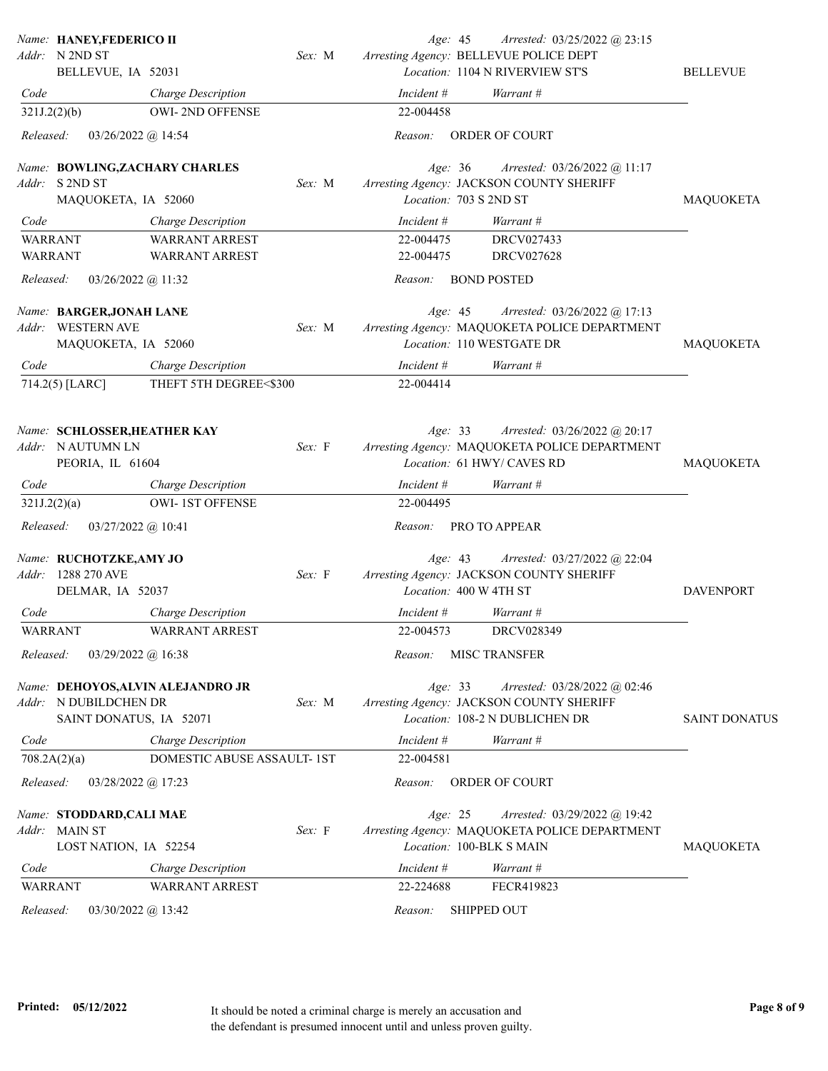**Name:** HANEY,FEDERICO II
**Addr:** N 2ND ST, BELLEVUE, IA 52031
**Sex:** M | **Age:** 45 | **Arrested:** 03/25/2022 @ 23:15
**Arresting Agency:** BELLEVUE POLICE DEPT
**Location:** 1104 N RIVERVIEW ST'S — BELLEVUE

| Code | Charge Description | Incident # | Warrant # |
|---|---|---|---|
| 321J.2(2)(b) | OWI- 2ND OFFENSE | 22-004458 | |

**Released:** 03/26/2022 @ 14:54 — **Reason:** ORDER OF COURT

---

**Name:** BOWLING,ZACHARY CHARLES
**Addr:** S 2ND ST, MAQUOKETA, IA 52060
**Sex:** M | **Age:** 36 | **Arrested:** 03/26/2022 @ 11:17
**Arresting Agency:** JACKSON COUNTY SHERIFF
**Location:** 703 S 2ND ST — MAQUOKETA

| Code | Charge Description | Incident # | Warrant # |
|---|---|---|---|
| WARRANT | WARRANT ARREST | 22-004475 | DRCV027433 |
| WARRANT | WARRANT ARREST | 22-004475 | DRCV027628 |

**Released:** 03/26/2022 @ 11:32 — **Reason:** BOND POSTED

---

**Name:** BARGER,JONAH LANE
**Addr:** WESTERN AVE, MAQUOKETA, IA 52060
**Sex:** M | **Age:** 45 | **Arrested:** 03/26/2022 @ 17:13
**Arresting Agency:** MAQUOKETA POLICE DEPARTMENT
**Location:** 110 WESTGATE DR — MAQUOKETA

| Code | Charge Description | Incident # | Warrant # |
|---|---|---|---|
| 714.2(5) [LARC] | THEFT 5TH DEGREE<$300 | 22-004414 | |

---

**Name:** SCHLOSSER,HEATHER KAY
**Addr:** N AUTUMN LN, PEORIA, IL 61604
**Sex:** F | **Age:** 33 | **Arrested:** 03/26/2022 @ 20:17
**Arresting Agency:** MAQUOKETA POLICE DEPARTMENT
**Location:** 61 HWY/ CAVES RD — MAQUOKETA

| Code | Charge Description | Incident # | Warrant # |
|---|---|---|---|
| 321J.2(2)(a) | OWI- 1ST OFFENSE | 22-004495 | |

**Released:** 03/27/2022 @ 10:41 — **Reason:** PRO TO APPEAR

---

**Name:** RUCHOTZKE,AMY JO
**Addr:** 1288 270 AVE, DELMAR, IA 52037
**Sex:** F | **Age:** 43 | **Arrested:** 03/27/2022 @ 22:04
**Arresting Agency:** JACKSON COUNTY SHERIFF
**Location:** 400 W 4TH ST — DAVENPORT

| Code | Charge Description | Incident # | Warrant # |
|---|---|---|---|
| WARRANT | WARRANT ARREST | 22-004573 | DRCV028349 |

**Released:** 03/29/2022 @ 16:38 — **Reason:** MISC TRANSFER

---

**Name:** DEHOYOS,ALVIN ALEJANDRO JR
**Addr:** N DUBILDCHEN DR, SAINT DONATUS, IA 52071
**Sex:** M | **Age:** 33 | **Arrested:** 03/28/2022 @ 02:46
**Arresting Agency:** JACKSON COUNTY SHERIFF
**Location:** 108-2 N DUBLICHEN DR — SAINT DONATUS

| Code | Charge Description | Incident # | Warrant # |
|---|---|---|---|
| 708.2A(2)(a) | DOMESTIC ABUSE ASSAULT- 1ST | 22-004581 | |

**Released:** 03/28/2022 @ 17:23 — **Reason:** ORDER OF COURT

---

**Name:** STODDARD,CALI MAE
**Addr:** MAIN ST, LOST NATION, IA 52254
**Sex:** F | **Age:** 25 | **Arrested:** 03/29/2022 @ 19:42
**Arresting Agency:** MAQUOKETA POLICE DEPARTMENT
**Location:** 100-BLK S MAIN — MAQUOKETA

| Code | Charge Description | Incident # | Warrant # |
|---|---|---|---|
| WARRANT | WARRANT ARREST | 22-224688 | FECR419823 |

**Released:** 03/30/2022 @ 13:42 — **Reason:** SHIPPED OUT

---

**Printed:** 05/12/2022

It should be noted a criminal charge is merely an accusation and the defendant is presumed innocent until and unless proven guilty.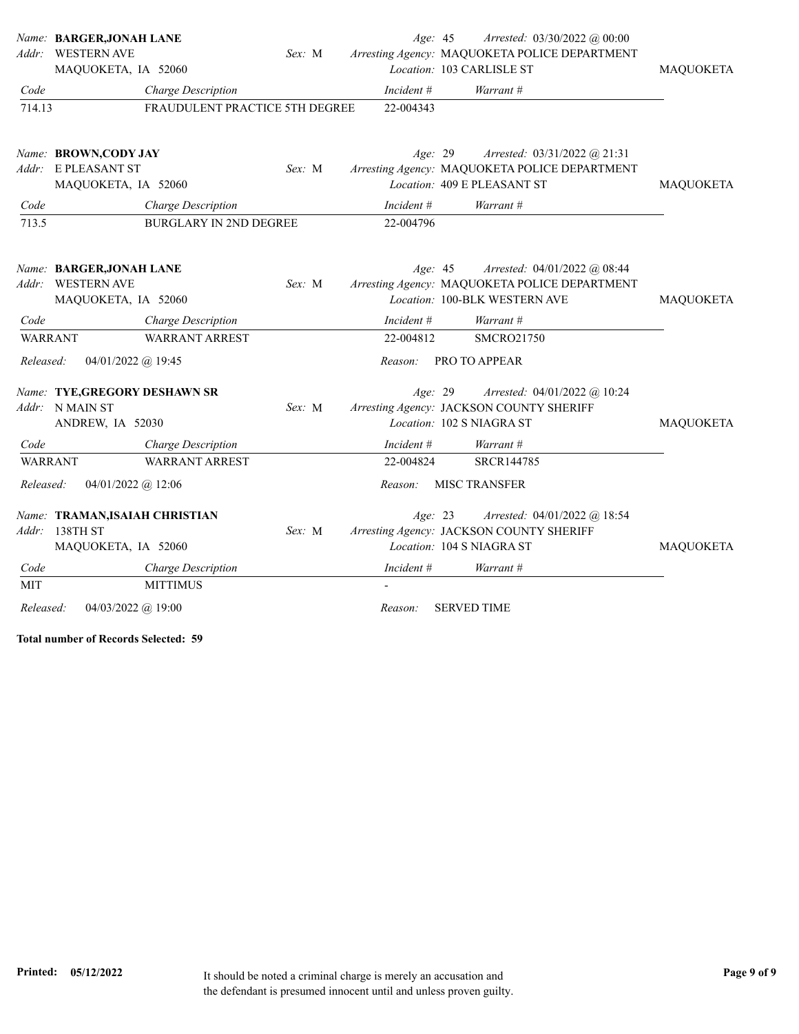*Name:* **BARGER,JONAH LANE** *Age:* 45 *Arrested:* 03/30/2022 @ 00:00
*Addr:* WESTERN AVE *Sex:* M *Arresting Agency:* MAQUOKETA POLICE DEPARTMENT
MAQUOKETA, IA 52060 *Location:* 103 CARLISLE ST MAQUOKETA

| *Code* | *Charge Description* | *Incident #* | *Warrant #* |
|---|---|---|---|
| 714.13 | FRAUDULENT PRACTICE 5TH DEGREE | 22-004343 | |

*Name:* **BROWN,CODY JAY** *Age:* 29 *Arrested:* 03/31/2022 @ 21:31
*Addr:* E PLEASANT ST *Sex:* M *Arresting Agency:* MAQUOKETA POLICE DEPARTMENT
MAQUOKETA, IA 52060 *Location:* 409 E PLEASANT ST MAQUOKETA

| *Code* | *Charge Description* | *Incident #* | *Warrant #* |
|---|---|---|---|
| 713.5 | BURGLARY IN 2ND DEGREE | 22-004796 | |

*Name:* **BARGER,JONAH LANE** *Age:* 45 *Arrested:* 04/01/2022 @ 08:44
*Addr:* WESTERN AVE *Sex:* M *Arresting Agency:* MAQUOKETA POLICE DEPARTMENT
MAQUOKETA, IA 52060 *Location:* 100-BLK WESTERN AVE MAQUOKETA

| *Code* | *Charge Description* | *Incident #* | *Warrant #* |
|---|---|---|---|
| WARRANT | WARRANT ARREST | 22-004812 | SMCRO21750 |

*Released:* 04/01/2022 @ 19:45 *Reason:* PRO TO APPEAR

*Name:* **TYE,GREGORY DESHAWN SR** *Age:* 29 *Arrested:* 04/01/2022 @ 10:24
*Addr:* N MAIN ST *Sex:* M *Arresting Agency:* JACKSON COUNTY SHERIFF
ANDREW, IA 52030 *Location:* 102 S NIAGRA ST MAQUOKETA

| *Code* | *Charge Description* | *Incident #* | *Warrant #* |
|---|---|---|---|
| WARRANT | WARRANT ARREST | 22-004824 | SRCR144785 |

*Released:* 04/01/2022 @ 12:06 *Reason:* MISC TRANSFER

*Name:* **TRAMAN,ISAIAH CHRISTIAN** *Age:* 23 *Arrested:* 04/01/2022 @ 18:54
*Addr:* 138TH ST *Sex:* M *Arresting Agency:* JACKSON COUNTY SHERIFF
MAQUOKETA, IA 52060 *Location:* 104 S NIAGRA ST MAQUOKETA

| *Code* | *Charge Description* | *Incident #* | *Warrant #* |
|---|---|---|---|
| MIT | MITTIMUS | - | |

*Released:* 04/03/2022 @ 19:00 *Reason:* SERVED TIME

**Total number of Records Selected: 59**

**Printed: 05/12/2022**

It should be noted a criminal charge is merely an accusation and the defendant is presumed innocent until and unless proven guilty.